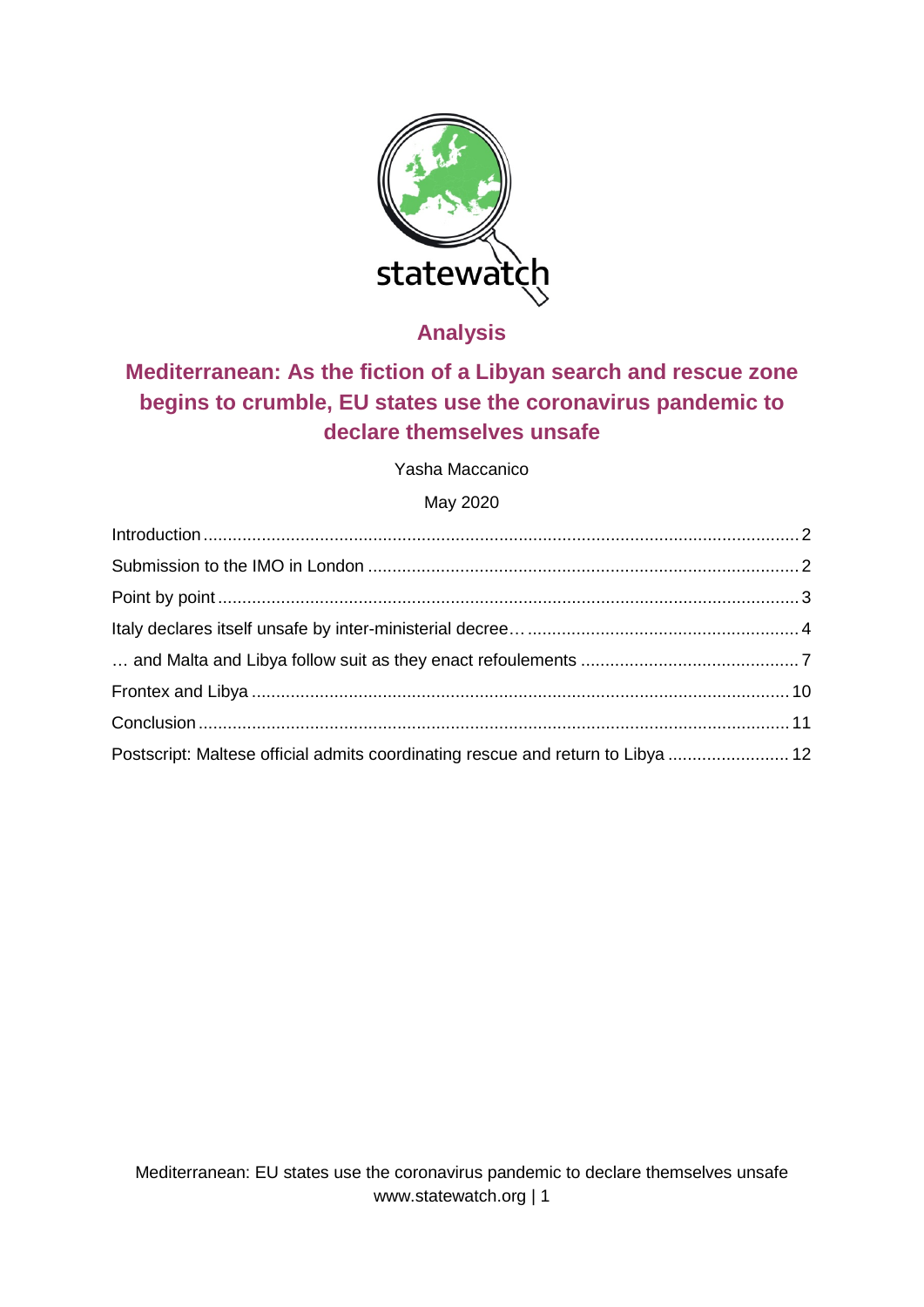statewatch

## Analysis

# Mediterranean: As the fiction of a Libyan search and rescue zone begins to crumble, EU states use the coronavirus pandemic to declare themselves unsafe

Yasha Maccanico

May 2020

Introduction ........ 2
Submission to the IMO in London ........ 2
Point by point ........ 3
Italy declares itself unsafe by inter-ministerial decree… ........ 4
… and Malta and Libya follow suit as they enact refoulements ........ 7
Frontex and Libya ........ 10
Conclusion ........ 11
Postscript: Maltese official admits coordinating rescue and return to Libya ........ 12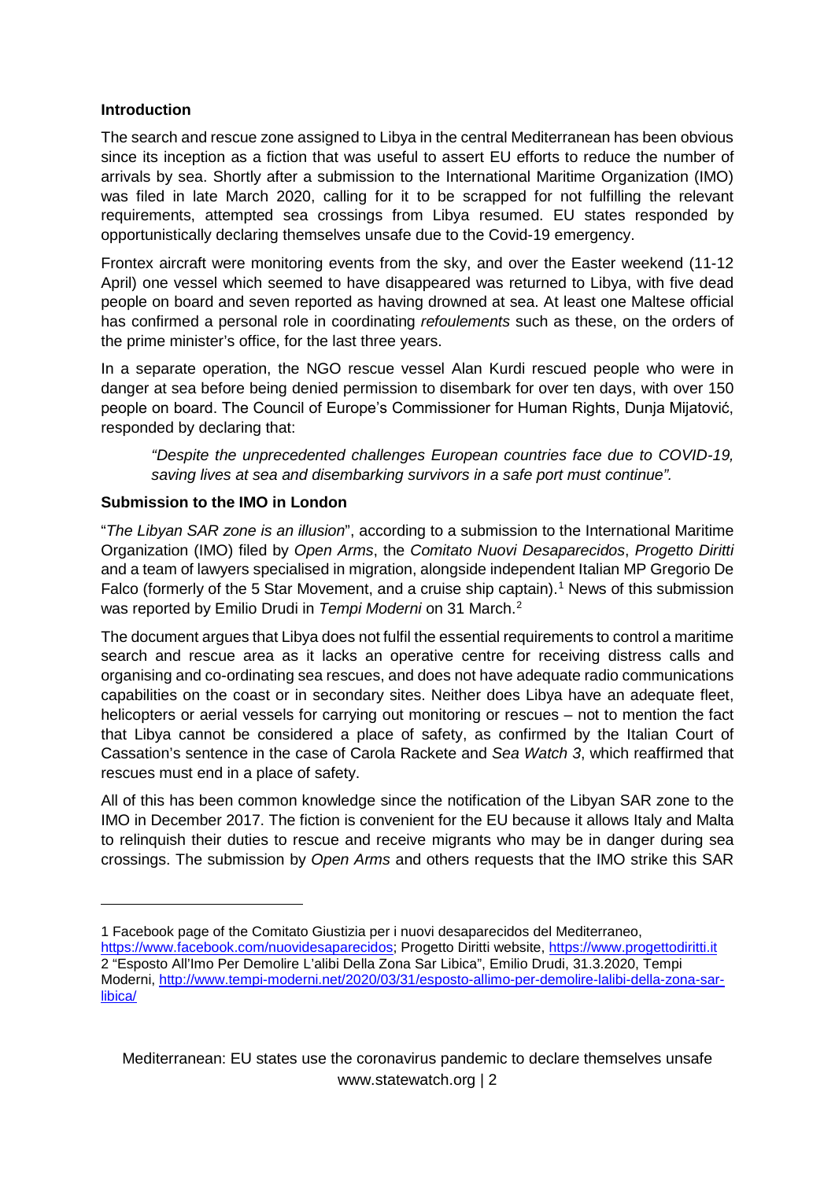**Introduction**

The search and rescue zone assigned to Libya in the central Mediterranean has been obvious since its inception as a fiction that was useful to assert EU efforts to reduce the number of arrivals by sea. Shortly after a submission to the International Maritime Organization (IMO) was filed in late March 2020, calling for it to be scrapped for not fulfilling the relevant requirements, attempted sea crossings from Libya resumed. EU states responded by opportunistically declaring themselves unsafe due to the Covid-19 emergency.

Frontex aircraft were monitoring events from the sky, and over the Easter weekend (11-12 April) one vessel which seemed to have disappeared was returned to Libya, with five dead people on board and seven reported as having drowned at sea. At least one Maltese official has confirmed a personal role in coordinating *refoulements* such as these, on the orders of the prime minister's office, for the last three years.

In a separate operation, the NGO rescue vessel Alan Kurdi rescued people who were in danger at sea before being denied permission to disembark for over ten days, with over 150 people on board. The Council of Europe's Commissioner for Human Rights, Dunja Mijatović, responded by declaring that:

> *"Despite the unprecedented challenges European countries face due to COVID-19, saving lives at sea and disembarking survivors in a safe port must continue".*

**Submission to the IMO in London**

"*The Libyan SAR zone is an illusion*", according to a submission to the International Maritime Organization (IMO) filed by *Open Arms*, the *Comitato Nuovi Desaparecidos*, *Progetto Diritti* and a team of lawyers specialised in migration, alongside independent Italian MP Gregorio De Falco (formerly of the 5 Star Movement, and a cruise ship captain).[1] News of this submission was reported by Emilio Drudi in *Tempi Moderni* on 31 March.[2]

The document argues that Libya does not fulfil the essential requirements to control a maritime search and rescue area as it lacks an operative centre for receiving distress calls and organising and co-ordinating sea rescues, and does not have adequate radio communications capabilities on the coast or in secondary sites. Neither does Libya have an adequate fleet, helicopters or aerial vessels for carrying out monitoring or rescues – not to mention the fact that Libya cannot be considered a place of safety, as confirmed by the Italian Court of Cassation's sentence in the case of Carola Rackete and *Sea Watch 3*, which reaffirmed that rescues must end in a place of safety.

All of this has been common knowledge since the notification of the Libyan SAR zone to the IMO in December 2017. The fiction is convenient for the EU because it allows Italy and Malta to relinquish their duties to rescue and receive migrants who may be in danger during sea crossings. The submission by *Open Arms* and others requests that the IMO strike this SAR

---

1 Facebook page of the Comitato Giustizia per i nuovi desaparecidos del Mediterraneo, https://www.facebook.com/nuovidesaparecidos; Progetto Diritti website, https://www.progettodiritti.it

2 "Esposto All'Imo Per Demolire L'alibi Della Zona Sar Libica", Emilio Drudi, 31.3.2020, Tempi Moderni, http://www.tempi-moderni.net/2020/03/31/esposto-allimo-per-demolire-lalibi-della-zona-sar-libica/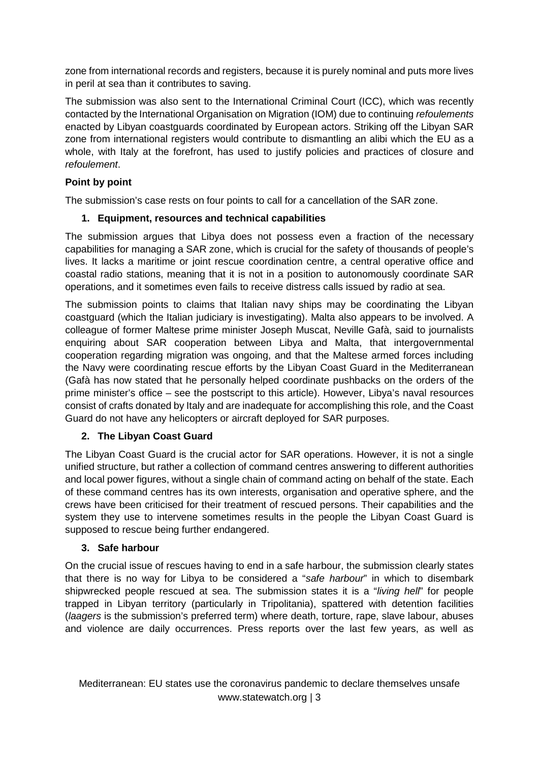zone from international records and registers, because it is purely nominal and puts more lives in peril at sea than it contributes to saving.

The submission was also sent to the International Criminal Court (ICC), which was recently contacted by the International Organisation on Migration (IOM) due to continuing *refoulements* enacted by Libyan coastguards coordinated by European actors. Striking off the Libyan SAR zone from international registers would contribute to dismantling an alibi which the EU as a whole, with Italy at the forefront, has used to justify policies and practices of closure and *refoulement*.

**Point by point**

The submission's case rests on four points to call for a cancellation of the SAR zone.

1. **Equipment, resources and technical capabilities**

The submission argues that Libya does not possess even a fraction of the necessary capabilities for managing a SAR zone, which is crucial for the safety of thousands of people's lives. It lacks a maritime or joint rescue coordination centre, a central operative office and coastal radio stations, meaning that it is not in a position to autonomously coordinate SAR operations, and it sometimes even fails to receive distress calls issued by radio at sea.

The submission points to claims that Italian navy ships may be coordinating the Libyan coastguard (which the Italian judiciary is investigating). Malta also appears to be involved. A colleague of former Maltese prime minister Joseph Muscat, Neville Gafà, said to journalists enquiring about SAR cooperation between Libya and Malta, that intergovernmental cooperation regarding migration was ongoing, and that the Maltese armed forces including the Navy were coordinating rescue efforts by the Libyan Coast Guard in the Mediterranean (Gafà has now stated that he personally helped coordinate pushbacks on the orders of the prime minister's office – see the postscript to this article). However, Libya's naval resources consist of crafts donated by Italy and are inadequate for accomplishing this role, and the Coast Guard do not have any helicopters or aircraft deployed for SAR purposes.

2. **The Libyan Coast Guard**

The Libyan Coast Guard is the crucial actor for SAR operations. However, it is not a single unified structure, but rather a collection of command centres answering to different authorities and local power figures, without a single chain of command acting on behalf of the state. Each of these command centres has its own interests, organisation and operative sphere, and the crews have been criticised for their treatment of rescued persons. Their capabilities and the system they use to intervene sometimes results in the people the Libyan Coast Guard is supposed to rescue being further endangered.

3. **Safe harbour**

On the crucial issue of rescues having to end in a safe harbour, the submission clearly states that there is no way for Libya to be considered a "*safe harbour*" in which to disembark shipwrecked people rescued at sea. The submission states it is a "*living hell*" for people trapped in Libyan territory (particularly in Tripolitania), spattered with detention facilities (*laagers* is the submission's preferred term) where death, torture, rape, slave labour, abuses and violence are daily occurrences. Press reports over the last few years, as well as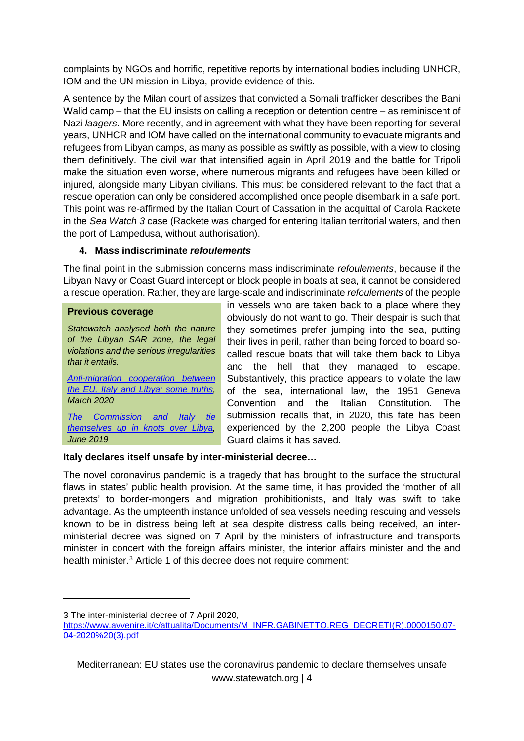complaints by NGOs and horrific, repetitive reports by international bodies including UNHCR, IOM and the UN mission in Libya, provide evidence of this.

A sentence by the Milan court of assizes that convicted a Somali trafficker describes the Bani Walid camp – that the EU insists on calling a reception or detention centre – as reminiscent of Nazi *laagers*. More recently, and in agreement with what they have been reporting for several years, UNHCR and IOM have called on the international community to evacuate migrants and refugees from Libyan camps, as many as possible as swiftly as possible, with a view to closing them definitively. The civil war that intensified again in April 2019 and the battle for Tripoli make the situation even worse, where numerous migrants and refugees have been killed or injured, alongside many Libyan civilians. This must be considered relevant to the fact that a rescue operation can only be considered accomplished once people disembark in a safe port. This point was re-affirmed by the Italian Court of Cassation in the acquittal of Carola Rackete in the *Sea Watch 3* case (Rackete was charged for entering Italian territorial waters, and then the port of Lampedusa, without authorisation).

#### 4. Mass indiscriminate *refoulements*

The final point in the submission concerns mass indiscriminate *refoulements*, because if the Libyan Navy or Coast Guard intercept or block people in boats at sea, it cannot be considered a rescue operation. Rather, they are large-scale and indiscriminate *refoulements* of the people in vessels who are taken back to a place where they obviously do not want to go. Their despair is such that they sometimes prefer jumping into the sea, putting their lives in peril, rather than being forced to board so-called rescue boats that will take them back to Libya and the hell that they managed to escape. Substantively, this practice appears to violate the law of the sea, international law, the 1951 Geneva Convention and the Italian Constitution. The submission recalls that, in 2020, this fate has been experienced by the 2,200 people the Libya Coast Guard claims it has saved.

> **Previous coverage**
>
> *Statewatch analysed both the nature of the Libyan SAR zone, the legal violations and the serious irregularities that it entails.*
>
> *Anti-migration cooperation between the EU, Italy and Libya: some truths, March 2020*
>
> *The Commission and Italy tie themselves up in knots over Libya, June 2019*

**Italy declares itself unsafe by inter-ministerial decree…**

The novel coronavirus pandemic is a tragedy that has brought to the surface the structural flaws in states' public health provision. At the same time, it has provided the 'mother of all pretexts' to border-mongers and migration prohibitionists, and Italy was swift to take advantage. As the umpteenth instance unfolded of sea vessels needing rescuing and vessels known to be in distress being left at sea despite distress calls being received, an inter-ministerial decree was signed on 7 April by the ministers of infrastructure and transports minister in concert with the foreign affairs minister, the interior affairs minister and the and health minister.[3] Article 1 of this decree does not require comment:

---

3 The inter-ministerial decree of 7 April 2020, https://www.avvenire.it/c/attualita/Documents/M_INFR.GABINETTO.REG_DECRETI(R).0000150.07-04-2020%20(3).pdf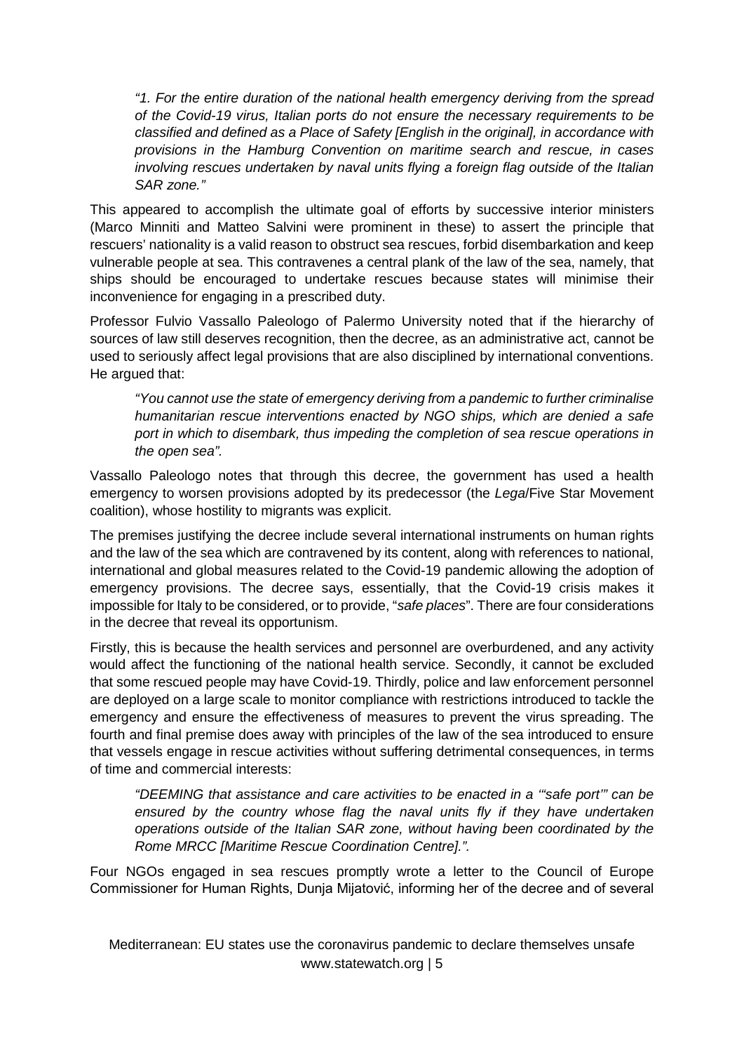> *"1. For the entire duration of the national health emergency deriving from the spread of the Covid-19 virus, Italian ports do not ensure the necessary requirements to be classified and defined as a Place of Safety [English in the original], in accordance with provisions in the Hamburg Convention on maritime search and rescue, in cases involving rescues undertaken by naval units flying a foreign flag outside of the Italian SAR zone."*

This appeared to accomplish the ultimate goal of efforts by successive interior ministers (Marco Minniti and Matteo Salvini were prominent in these) to assert the principle that rescuers' nationality is a valid reason to obstruct sea rescues, forbid disembarkation and keep vulnerable people at sea. This contravenes a central plank of the law of the sea, namely, that ships should be encouraged to undertake rescues because states will minimise their inconvenience for engaging in a prescribed duty.

Professor Fulvio Vassallo Paleologo of Palermo University noted that if the hierarchy of sources of law still deserves recognition, then the decree, as an administrative act, cannot be used to seriously affect legal provisions that are also disciplined by international conventions. He argued that:

> *"You cannot use the state of emergency deriving from a pandemic to further criminalise humanitarian rescue interventions enacted by NGO ships, which are denied a safe port in which to disembark, thus impeding the completion of sea rescue operations in the open sea".*

Vassallo Paleologo notes that through this decree, the government has used a health emergency to worsen provisions adopted by its predecessor (the *Lega*/Five Star Movement coalition), whose hostility to migrants was explicit.

The premises justifying the decree include several international instruments on human rights and the law of the sea which are contravened by its content, along with references to national, international and global measures related to the Covid-19 pandemic allowing the adoption of emergency provisions. The decree says, essentially, that the Covid-19 crisis makes it impossible for Italy to be considered, or to provide, "*safe places*". There are four considerations in the decree that reveal its opportunism.

Firstly, this is because the health services and personnel are overburdened, and any activity would affect the functioning of the national health service. Secondly, it cannot be excluded that some rescued people may have Covid-19. Thirdly, police and law enforcement personnel are deployed on a large scale to monitor compliance with restrictions introduced to tackle the emergency and ensure the effectiveness of measures to prevent the virus spreading. The fourth and final premise does away with principles of the law of the sea introduced to ensure that vessels engage in rescue activities without suffering detrimental consequences, in terms of time and commercial interests:

> *"DEEMING that assistance and care activities to be enacted in a '"safe port"' can be ensured by the country whose flag the naval units fly if they have undertaken operations outside of the Italian SAR zone, without having been coordinated by the Rome MRCC [Maritime Rescue Coordination Centre].".*

Four NGOs engaged in sea rescues promptly wrote a letter to the Council of Europe Commissioner for Human Rights, Dunja Mijatović, informing her of the decree and of several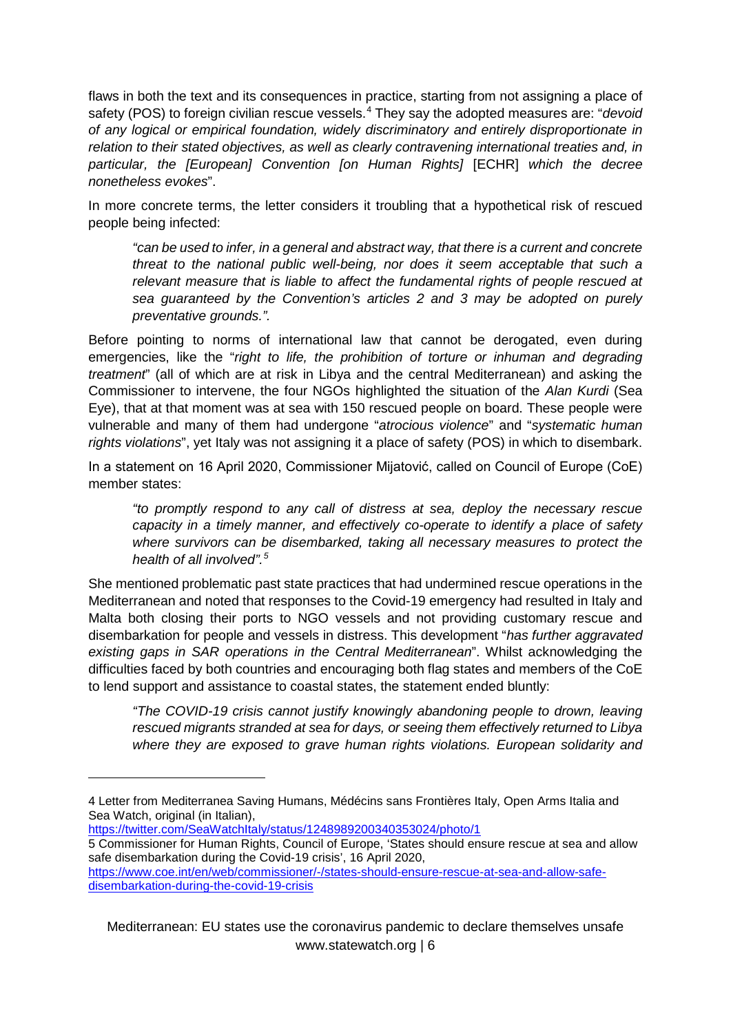flaws in both the text and its consequences in practice, starting from not assigning a place of safety (POS) to foreign civilian rescue vessels.[4] They say the adopted measures are: "*devoid of any logical or empirical foundation, widely discriminatory and entirely disproportionate in relation to their stated objectives, as well as clearly contravening international treaties and, in particular, the [European] Convention [on Human Rights]* [ECHR] *which the decree nonetheless evokes*".

In more concrete terms, the letter considers it troubling that a hypothetical risk of rescued people being infected:

> *"can be used to infer, in a general and abstract way, that there is a current and concrete threat to the national public well-being, nor does it seem acceptable that such a relevant measure that is liable to affect the fundamental rights of people rescued at sea guaranteed by the Convention's articles 2 and 3 may be adopted on purely preventative grounds.".*

Before pointing to norms of international law that cannot be derogated, even during emergencies, like the "*right to life, the prohibition of torture or inhuman and degrading treatment*" (all of which are at risk in Libya and the central Mediterranean) and asking the Commissioner to intervene, the four NGOs highlighted the situation of the *Alan Kurdi* (Sea Eye), that at that moment was at sea with 150 rescued people on board. These people were vulnerable and many of them had undergone "*atrocious violence*" and "*systematic human rights violations*", yet Italy was not assigning it a place of safety (POS) in which to disembark.

In a statement on 16 April 2020, Commissioner Mijatović, called on Council of Europe (CoE) member states:

> *"to promptly respond to any call of distress at sea, deploy the necessary rescue capacity in a timely manner, and effectively co-operate to identify a place of safety where survivors can be disembarked, taking all necessary measures to protect the health of all involved".*[5]

She mentioned problematic past state practices that had undermined rescue operations in the Mediterranean and noted that responses to the Covid-19 emergency had resulted in Italy and Malta both closing their ports to NGO vessels and not providing customary rescue and disembarkation for people and vessels in distress. This development "*has further aggravated existing gaps in SAR operations in the Central Mediterranean*". Whilst acknowledging the difficulties faced by both countries and encouraging both flag states and members of the CoE to lend support and assistance to coastal states, the statement ended bluntly:

> *"The COVID-19 crisis cannot justify knowingly abandoning people to drown, leaving rescued migrants stranded at sea for days, or seeing them effectively returned to Libya where they are exposed to grave human rights violations. European solidarity and*

---

4 Letter from Mediterranea Saving Humans, Médécins sans Frontières Italy, Open Arms Italia and Sea Watch, original (in Italian), https://twitter.com/SeaWatchItaly/status/1248989200340353024/photo/1

5 Commissioner for Human Rights, Council of Europe, 'States should ensure rescue at sea and allow safe disembarkation during the Covid-19 crisis', 16 April 2020, https://www.coe.int/en/web/commissioner/-/states-should-ensure-rescue-at-sea-and-allow-safe-disembarkation-during-the-covid-19-crisis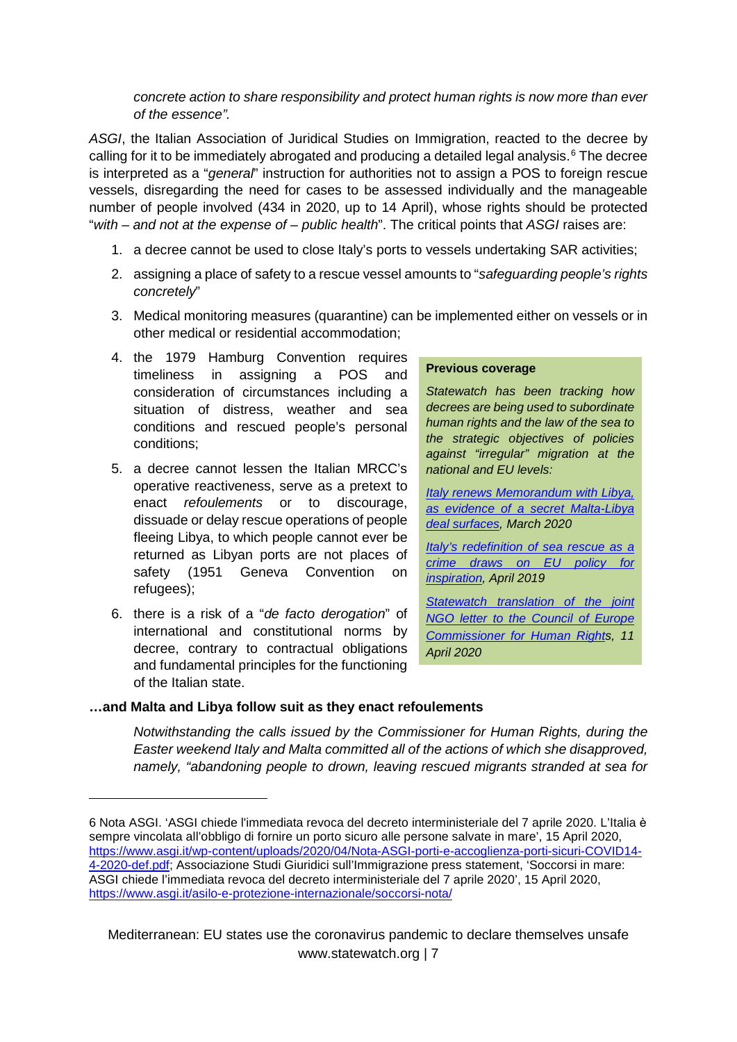*concrete action to share responsibility and protect human rights is now more than ever of the essence".*

*ASGI*, the Italian Association of Juridical Studies on Immigration, reacted to the decree by calling for it to be immediately abrogated and producing a detailed legal analysis.[6] The decree is interpreted as a "*general*" instruction for authorities not to assign a POS to foreign rescue vessels, disregarding the need for cases to be assessed individually and the manageable number of people involved (434 in 2020, up to 14 April), whose rights should be protected "*with – and not at the expense of – public health*". The critical points that *ASGI* raises are:

1. a decree cannot be used to close Italy's ports to vessels undertaking SAR activities;
2. assigning a place of safety to a rescue vessel amounts to "*safeguarding people's rights concretely*"
3. Medical monitoring measures (quarantine) can be implemented either on vessels or in other medical or residential accommodation;
4. the 1979 Hamburg Convention requires timeliness in assigning a POS and consideration of circumstances including a situation of distress, weather and sea conditions and rescued people's personal conditions;
5. a decree cannot lessen the Italian MRCC's operative reactiveness, serve as a pretext to enact *refoulements* or to discourage, dissuade or delay rescue operations of people fleeing Libya, to which people cannot ever be returned as Libyan ports are not places of safety (1951 Geneva Convention on refugees);
6. there is a risk of a "*de facto derogation*" of international and constitutional norms by decree, contrary to contractual obligations and fundamental principles for the functioning of the Italian state.

> **Previous coverage**
>
> *Statewatch has been tracking how decrees are being used to subordinate human rights and the law of the sea to the strategic objectives of policies against "irregular" migration at the national and EU levels:*
>
> *Italy renews Memorandum with Libya, as evidence of a secret Malta-Libya deal surfaces, March 2020*
>
> *Italy's redefinition of sea rescue as a crime draws on EU policy for inspiration, April 2019*
>
> *Statewatch translation of the joint NGO letter to the Council of Europe Commissioner for Human Rights, 11 April 2020*

### …and Malta and Libya follow suit as they enact refoulements

*Notwithstanding the calls issued by the Commissioner for Human Rights, during the Easter weekend Italy and Malta committed all of the actions of which she disapproved, namely, "abandoning people to drown, leaving rescued migrants stranded at sea for*

---

6 Nota ASGI. 'ASGI chiede l'immediata revoca del decreto interministeriale del 7 aprile 2020. L'Italia è sempre vincolata all'obbligo di fornire un porto sicuro alle persone salvate in mare', 15 April 2020, https://www.asgi.it/wp-content/uploads/2020/04/Nota-ASGI-porti-e-accoglienza-porti-sicuri-COVID14-4-2020-def.pdf; Associazione Studi Giuridici sull'Immigrazione press statement, 'Soccorsi in mare: ASGI chiede l'immediata revoca del decreto interministeriale del 7 aprile 2020', 15 April 2020, https://www.asgi.it/asilo-e-protezione-internazionale/soccorsi-nota/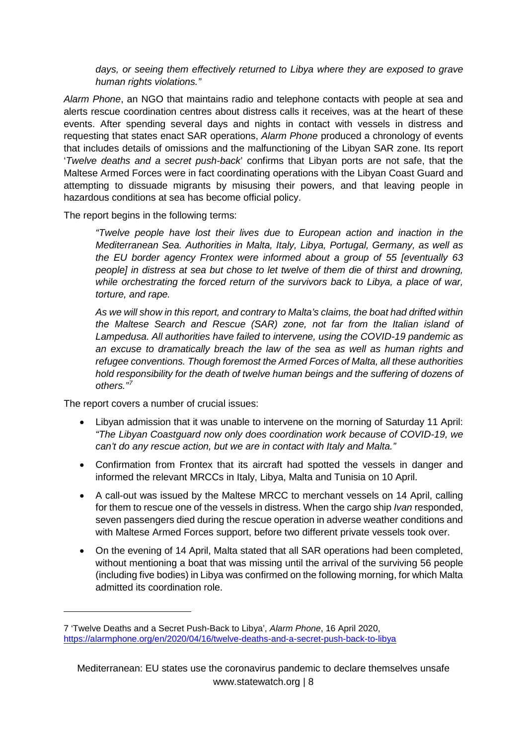> *days, or seeing them effectively returned to Libya where they are exposed to grave human rights violations."*

*Alarm Phone*, an NGO that maintains radio and telephone contacts with people at sea and alerts rescue coordination centres about distress calls it receives, was at the heart of these events. After spending several days and nights in contact with vessels in distress and requesting that states enact SAR operations, *Alarm Phone* produced a chronology of events that includes details of omissions and the malfunctioning of the Libyan SAR zone. Its report '*Twelve deaths and a secret push-back*' confirms that Libyan ports are not safe, that the Maltese Armed Forces were in fact coordinating operations with the Libyan Coast Guard and attempting to dissuade migrants by misusing their powers, and that leaving people in hazardous conditions at sea has become official policy.

The report begins in the following terms:

> *"Twelve people have lost their lives due to European action and inaction in the Mediterranean Sea. Authorities in Malta, Italy, Libya, Portugal, Germany, as well as the EU border agency Frontex were informed about a group of 55 [eventually 63 people] in distress at sea but chose to let twelve of them die of thirst and drowning, while orchestrating the forced return of the survivors back to Libya, a place of war, torture, and rape.*
>
> *As we will show in this report, and contrary to Malta's claims, the boat had drifted within the Maltese Search and Rescue (SAR) zone, not far from the Italian island of Lampedusa. All authorities have failed to intervene, using the COVID-19 pandemic as an excuse to dramatically breach the law of the sea as well as human rights and refugee conventions. Though foremost the Armed Forces of Malta, all these authorities hold responsibility for the death of twelve human beings and the suffering of dozens of others."*[7]

The report covers a number of crucial issues:

- Libyan admission that it was unable to intervene on the morning of Saturday 11 April: *"The Libyan Coastguard now only does coordination work because of COVID-19, we can't do any rescue action, but we are in contact with Italy and Malta."*
- Confirmation from Frontex that its aircraft had spotted the vessels in danger and informed the relevant MRCCs in Italy, Libya, Malta and Tunisia on 10 April.
- A call-out was issued by the Maltese MRCC to merchant vessels on 14 April, calling for them to rescue one of the vessels in distress. When the cargo ship *Ivan* responded, seven passengers died during the rescue operation in adverse weather conditions and with Maltese Armed Forces support, before two different private vessels took over.
- On the evening of 14 April, Malta stated that all SAR operations had been completed, without mentioning a boat that was missing until the arrival of the surviving 56 people (including five bodies) in Libya was confirmed on the following morning, for which Malta admitted its coordination role.

---

7 'Twelve Deaths and a Secret Push-Back to Libya', *Alarm Phone*, 16 April 2020, https://alarmphone.org/en/2020/04/16/twelve-deaths-and-a-secret-push-back-to-libya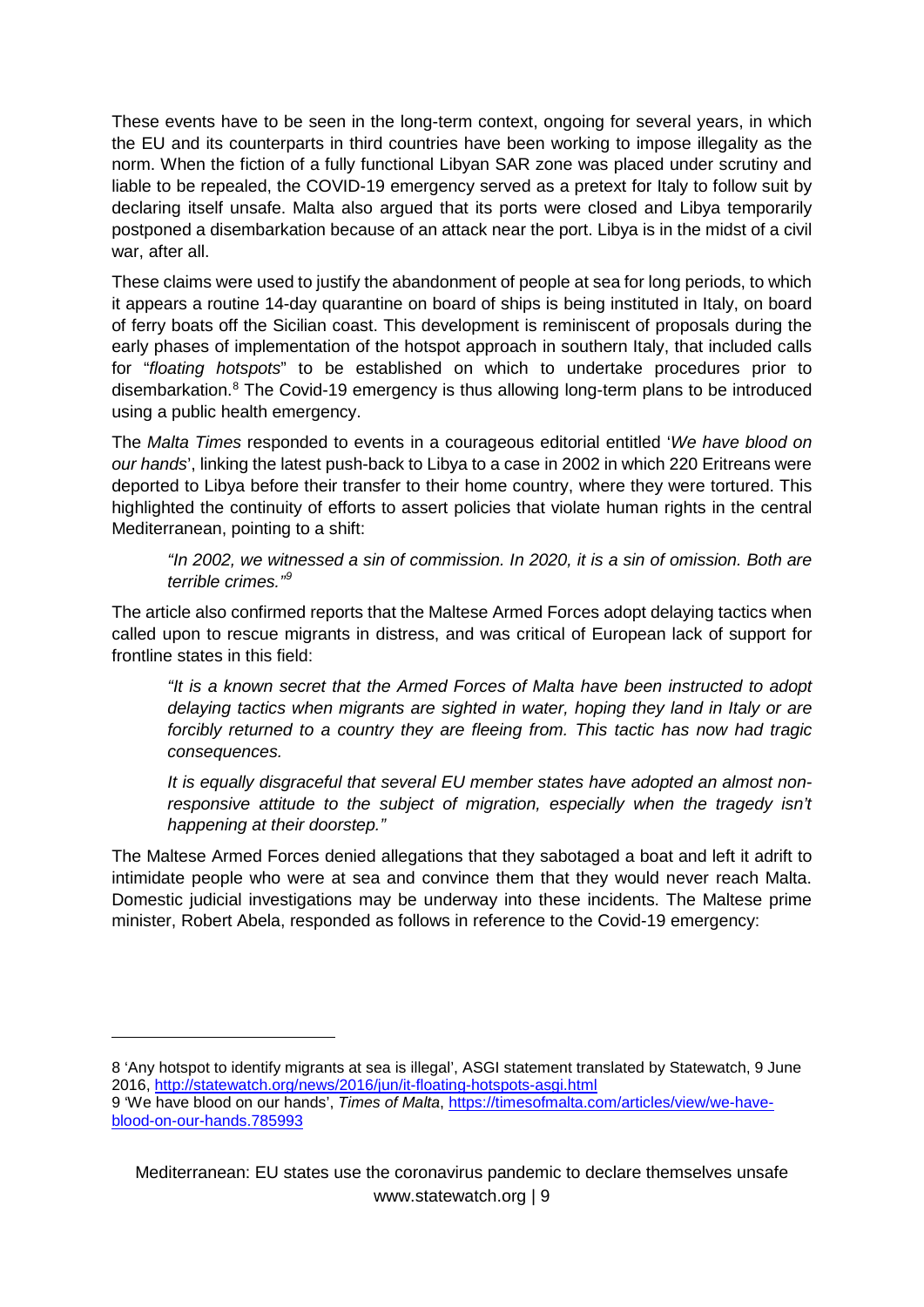These events have to be seen in the long-term context, ongoing for several years, in which the EU and its counterparts in third countries have been working to impose illegality as the norm. When the fiction of a fully functional Libyan SAR zone was placed under scrutiny and liable to be repealed, the COVID-19 emergency served as a pretext for Italy to follow suit by declaring itself unsafe. Malta also argued that its ports were closed and Libya temporarily postponed a disembarkation because of an attack near the port. Libya is in the midst of a civil war, after all.

These claims were used to justify the abandonment of people at sea for long periods, to which it appears a routine 14-day quarantine on board of ships is being instituted in Italy, on board of ferry boats off the Sicilian coast. This development is reminiscent of proposals during the early phases of implementation of the hotspot approach in southern Italy, that included calls for "*floating hotspots*" to be established on which to undertake procedures prior to disembarkation.[8] The Covid-19 emergency is thus allowing long-term plans to be introduced using a public health emergency.

The *Malta Times* responded to events in a courageous editorial entitled '*We have blood on our hands*', linking the latest push-back to Libya to a case in 2002 in which 220 Eritreans were deported to Libya before their transfer to their home country, where they were tortured. This highlighted the continuity of efforts to assert policies that violate human rights in the central Mediterranean, pointing to a shift:

> *"In 2002, we witnessed a sin of commission. In 2020, it is a sin of omission. Both are terrible crimes."*[9]

The article also confirmed reports that the Maltese Armed Forces adopt delaying tactics when called upon to rescue migrants in distress, and was critical of European lack of support for frontline states in this field:

> *"It is a known secret that the Armed Forces of Malta have been instructed to adopt delaying tactics when migrants are sighted in water, hoping they land in Italy or are forcibly returned to a country they are fleeing from. This tactic has now had tragic consequences.*
>
> *It is equally disgraceful that several EU member states have adopted an almost non-responsive attitude to the subject of migration, especially when the tragedy isn't happening at their doorstep."*

The Maltese Armed Forces denied allegations that they sabotaged a boat and left it adrift to intimidate people who were at sea and convince them that they would never reach Malta. Domestic judicial investigations may be underway into these incidents. The Maltese prime minister, Robert Abela, responded as follows in reference to the Covid-19 emergency:

---

8 'Any hotspot to identify migrants at sea is illegal', ASGI statement translated by Statewatch, 9 June 2016, http://statewatch.org/news/2016/jun/it-floating-hotspots-asgi.html

9 'We have blood on our hands', *Times of Malta*, https://timesofmalta.com/articles/view/we-have-blood-on-our-hands.785993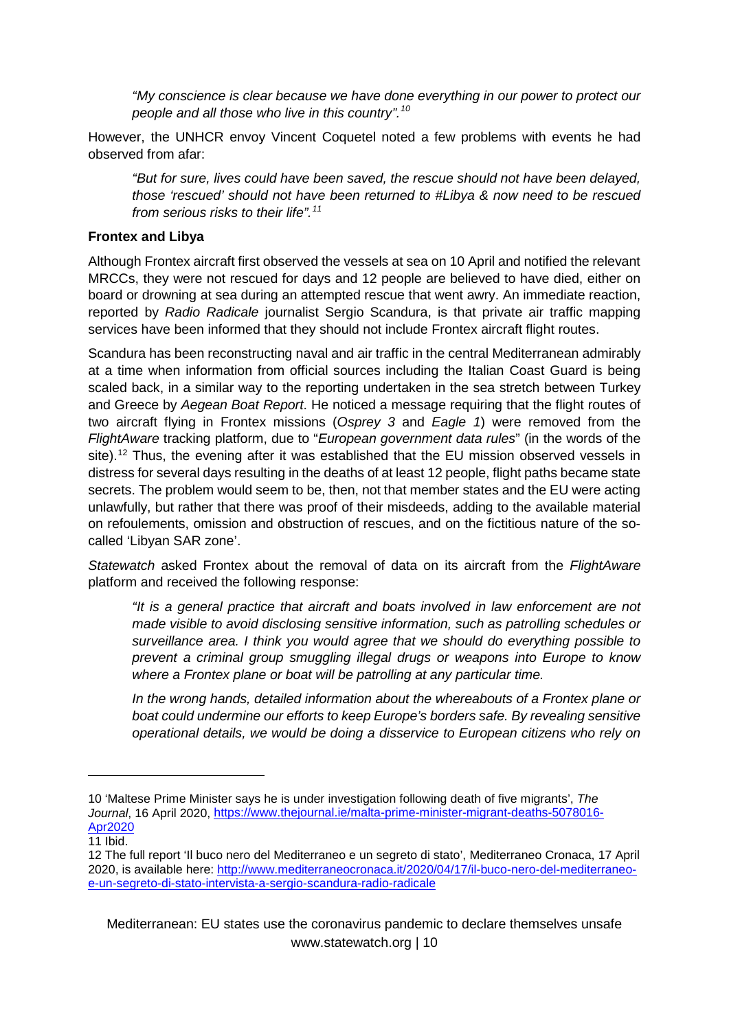*"My conscience is clear because we have done everything in our power to protect our people and all those who live in this country".*[10]

However, the UNHCR envoy Vincent Coquetel noted a few problems with events he had observed from afar:

*"But for sure, lives could have been saved, the rescue should not have been delayed, those 'rescued' should not have been returned to #Libya & now need to be rescued from serious risks to their life".*[11]

**Frontex and Libya**

Although Frontex aircraft first observed the vessels at sea on 10 April and notified the relevant MRCCs, they were not rescued for days and 12 people are believed to have died, either on board or drowning at sea during an attempted rescue that went awry. An immediate reaction, reported by *Radio Radicale* journalist Sergio Scandura, is that private air traffic mapping services have been informed that they should not include Frontex aircraft flight routes.

Scandura has been reconstructing naval and air traffic in the central Mediterranean admirably at a time when information from official sources including the Italian Coast Guard is being scaled back, in a similar way to the reporting undertaken in the sea stretch between Turkey and Greece by *Aegean Boat Report*. He noticed a message requiring that the flight routes of two aircraft flying in Frontex missions (*Osprey 3* and *Eagle 1*) were removed from the *FlightAware* tracking platform, due to "*European government data rules*" (in the words of the site).[12] Thus, the evening after it was established that the EU mission observed vessels in distress for several days resulting in the deaths of at least 12 people, flight paths became state secrets. The problem would seem to be, then, not that member states and the EU were acting unlawfully, but rather that there was proof of their misdeeds, adding to the available material on refoulements, omission and obstruction of rescues, and on the fictitious nature of the so-called 'Libyan SAR zone'.

*Statewatch* asked Frontex about the removal of data on its aircraft from the *FlightAware* platform and received the following response:

*"It is a general practice that aircraft and boats involved in law enforcement are not made visible to avoid disclosing sensitive information, such as patrolling schedules or surveillance area. I think you would agree that we should do everything possible to prevent a criminal group smuggling illegal drugs or weapons into Europe to know where a Frontex plane or boat will be patrolling at any particular time.*

*In the wrong hands, detailed information about the whereabouts of a Frontex plane or boat could undermine our efforts to keep Europe's borders safe. By revealing sensitive operational details, we would be doing a disservice to European citizens who rely on*

---

10 'Maltese Prime Minister says he is under investigation following death of five migrants', *The Journal*, 16 April 2020, https://www.thejournal.ie/malta-prime-minister-migrant-deaths-5078016-Apr2020

11 Ibid.

12 The full report 'Il buco nero del Mediterraneo e un segreto di stato', Mediterraneo Cronaca, 17 April 2020, is available here: http://www.mediterraneocronaca.it/2020/04/17/il-buco-nero-del-mediterraneo-e-un-segreto-di-stato-intervista-a-sergio-scandura-radio-radicale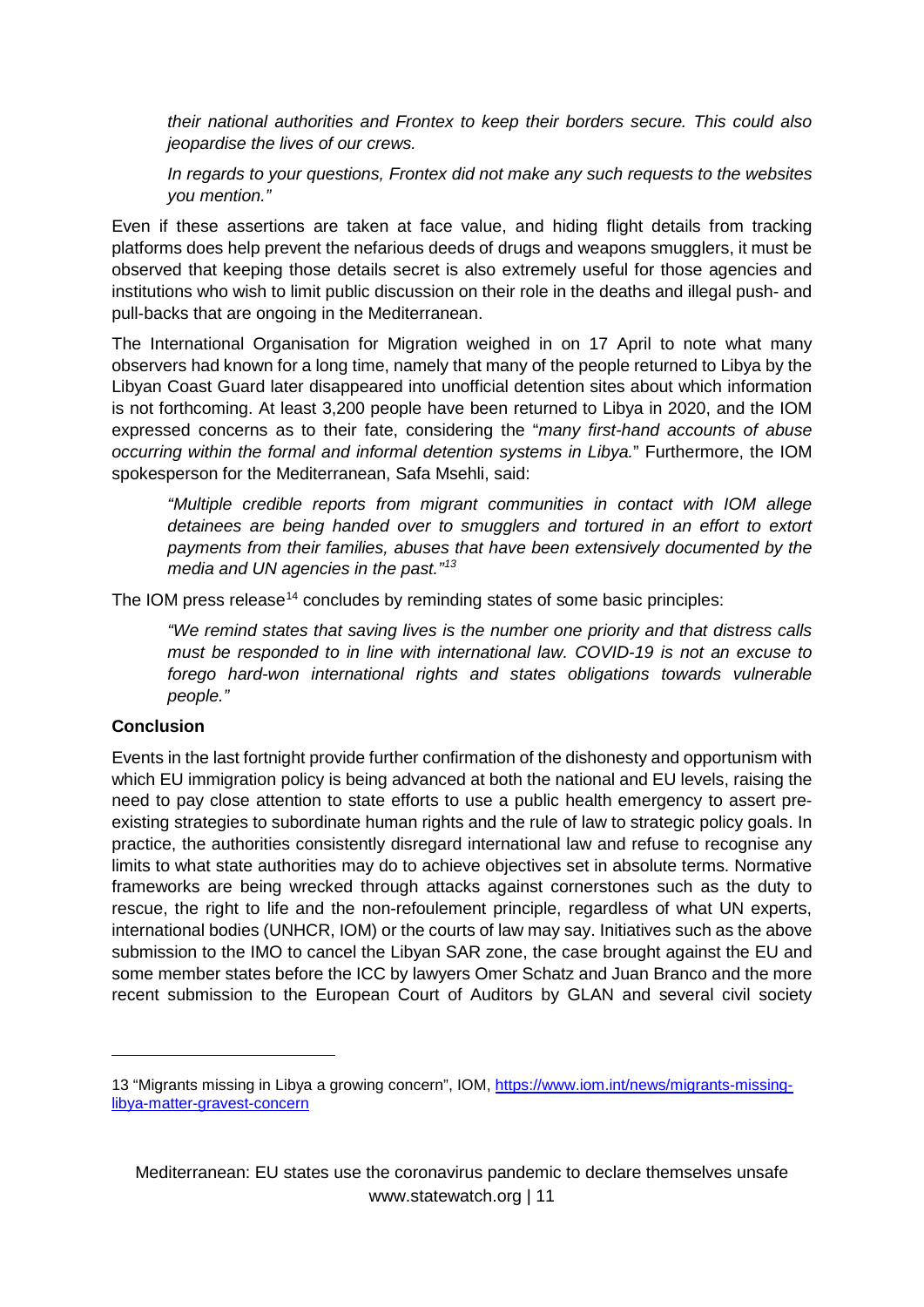*their national authorities and Frontex to keep their borders secure. This could also jeopardise the lives of our crews.*

*In regards to your questions, Frontex did not make any such requests to the websites you mention."*

Even if these assertions are taken at face value, and hiding flight details from tracking platforms does help prevent the nefarious deeds of drugs and weapons smugglers, it must be observed that keeping those details secret is also extremely useful for those agencies and institutions who wish to limit public discussion on their role in the deaths and illegal push- and pull-backs that are ongoing in the Mediterranean.

The International Organisation for Migration weighed in on 17 April to note what many observers had known for a long time, namely that many of the people returned to Libya by the Libyan Coast Guard later disappeared into unofficial detention sites about which information is not forthcoming. At least 3,200 people have been returned to Libya in 2020, and the IOM expressed concerns as to their fate, considering the "*many first-hand accounts of abuse occurring within the formal and informal detention systems in Libya.*" Furthermore, the IOM spokesperson for the Mediterranean, Safa Msehli, said:

*"Multiple credible reports from migrant communities in contact with IOM allege detainees are being handed over to smugglers and tortured in an effort to extort payments from their families, abuses that have been extensively documented by the media and UN agencies in the past."*[13]

The IOM press release[14] concludes by reminding states of some basic principles:

*"We remind states that saving lives is the number one priority and that distress calls must be responded to in line with international law. COVID-19 is not an excuse to forego hard-won international rights and states obligations towards vulnerable people."*

**Conclusion**

Events in the last fortnight provide further confirmation of the dishonesty and opportunism with which EU immigration policy is being advanced at both the national and EU levels, raising the need to pay close attention to state efforts to use a public health emergency to assert pre-existing strategies to subordinate human rights and the rule of law to strategic policy goals. In practice, the authorities consistently disregard international law and refuse to recognise any limits to what state authorities may do to achieve objectives set in absolute terms. Normative frameworks are being wrecked through attacks against cornerstones such as the duty to rescue, the right to life and the non-refoulement principle, regardless of what UN experts, international bodies (UNHCR, IOM) or the courts of law may say. Initiatives such as the above submission to the IMO to cancel the Libyan SAR zone, the case brought against the EU and some member states before the ICC by lawyers Omer Schatz and Juan Branco and the more recent submission to the European Court of Auditors by GLAN and several civil society

---

13 "Migrants missing in Libya a growing concern", IOM, [https://www.iom.int/news/migrants-missing-libya-matter-gravest-concern](https://www.iom.int/news/migrants-missing-libya-matter-gravest-concern)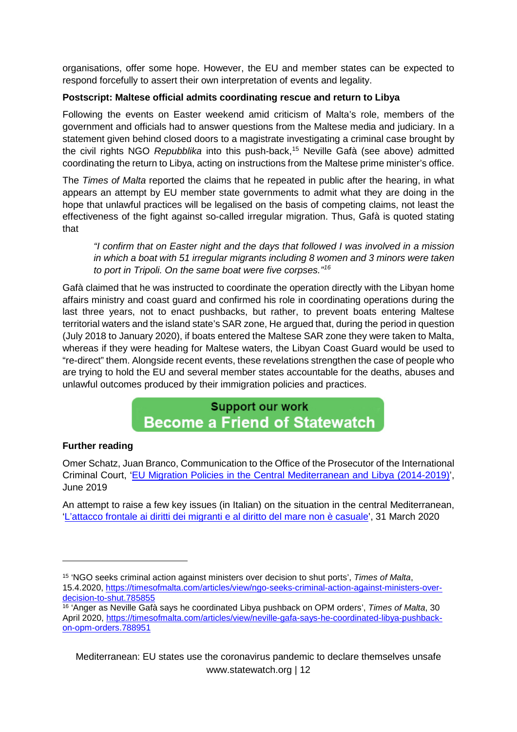organisations, offer some hope. However, the EU and member states can be expected to respond forcefully to assert their own interpretation of events and legality.

**Postscript: Maltese official admits coordinating rescue and return to Libya**

Following the events on Easter weekend amid criticism of Malta's role, members of the government and officials had to answer questions from the Maltese media and judiciary. In a statement given behind closed doors to a magistrate investigating a criminal case brought by the civil rights NGO *Repubblika* into this push-back,[15] Neville Gafà (see above) admitted coordinating the return to Libya, acting on instructions from the Maltese prime minister's office.

The *Times of Malta* reported the claims that he repeated in public after the hearing, in what appears an attempt by EU member state governments to admit what they are doing in the hope that unlawful practices will be legalised on the basis of competing claims, not least the effectiveness of the fight against so-called irregular migration. Thus, Gafà is quoted stating that

> *"I confirm that on Easter night and the days that followed I was involved in a mission in which a boat with 51 irregular migrants including 8 women and 3 minors were taken to port in Tripoli. On the same boat were five corpses."*[16]

Gafà claimed that he was instructed to coordinate the operation directly with the Libyan home affairs ministry and coast guard and confirmed his role in coordinating operations during the last three years, not to enact pushbacks, but rather, to prevent boats entering Maltese territorial waters and the island state's SAR zone, He argued that, during the period in question (July 2018 to January 2020), if boats entered the Maltese SAR zone they were taken to Malta, whereas if they were heading for Maltese waters, the Libyan Coast Guard would be used to "re-direct" them. Alongside recent events, these revelations strengthen the case of people who are trying to hold the EU and several member states accountable for the deaths, abuses and unlawful outcomes produced by their immigration policies and practices.

**Support our work**
**Become a Friend of Statewatch**

**Further reading**

Omer Schatz, Juan Branco, Communication to the Office of the Prosecutor of the International Criminal Court, '[EU Migration Policies in the Central Mediterranean and Libya (2014-2019)]', June 2019

An attempt to raise a few key issues (in Italian) on the situation in the central Mediterranean, '[L'attacco frontale ai diritti dei migranti e al diritto del mare non è casuale]', 31 March 2020

---

[15] 'NGO seeks criminal action against ministers over decision to shut ports', *Times of Malta*, 15.4.2020, https://timesofmalta.com/articles/view/ngo-seeks-criminal-action-against-ministers-over-decision-to-shut.785855

[16] 'Anger as Neville Gafà says he coordinated Libya pushback on OPM orders', *Times of Malta*, 30 April 2020, https://timesofmalta.com/articles/view/neville-gafa-says-he-coordinated-libya-pushback-on-opm-orders.788951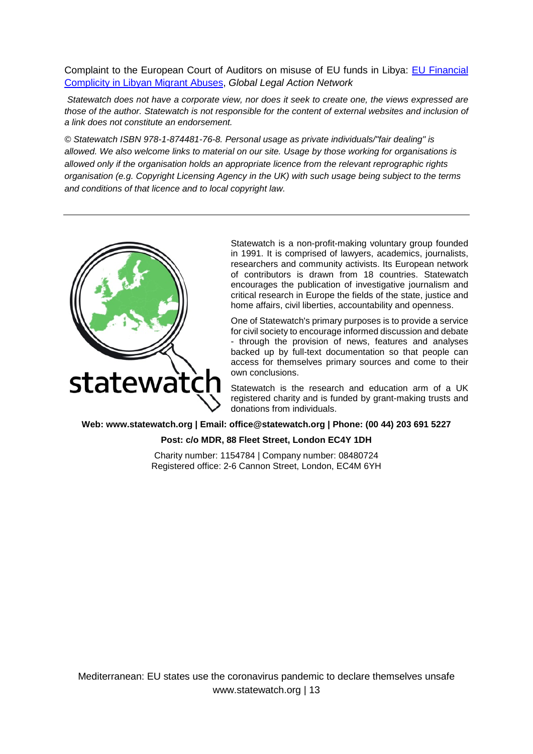Complaint to the European Court of Auditors on misuse of EU funds in Libya: [EU Financial Complicity in Libyan Migrant Abuses](), *Global Legal Action Network*

*Statewatch does not have a corporate view, nor does it seek to create one, the views expressed are those of the author. Statewatch is not responsible for the content of external websites and inclusion of a link does not constitute an endorsement.*

*© Statewatch ISBN 978-1-874481-76-8. Personal usage as private individuals/"fair dealing" is allowed. We also welcome links to material on our site. Usage by those working for organisations is allowed only if the organisation holds an appropriate licence from the relevant reprographic rights organisation (e.g. Copyright Licensing Agency in the UK) with such usage being subject to the terms and conditions of that licence and to local copyright law.*

---

statewatch

Statewatch is a non-profit-making voluntary group founded in 1991. It is comprised of lawyers, academics, journalists, researchers and community activists. Its European network of contributors is drawn from 18 countries. Statewatch encourages the publication of investigative journalism and critical research in Europe the fields of the state, justice and home affairs, civil liberties, accountability and openness.

One of Statewatch's primary purposes is to provide a service for civil society to encourage informed discussion and debate - through the provision of news, features and analyses backed up by full-text documentation so that people can access for themselves primary sources and come to their own conclusions.

Statewatch is the research and education arm of a UK registered charity and is funded by grant-making trusts and donations from individuals.

**Web: www.statewatch.org | Email: office@statewatch.org | Phone: (00 44) 203 691 5227**

**Post: c/o MDR, 88 Fleet Street, London EC4Y 1DH**

Charity number: 1154784 | Company number: 08480724
Registered office: 2-6 Cannon Street, London, EC4M 6YH